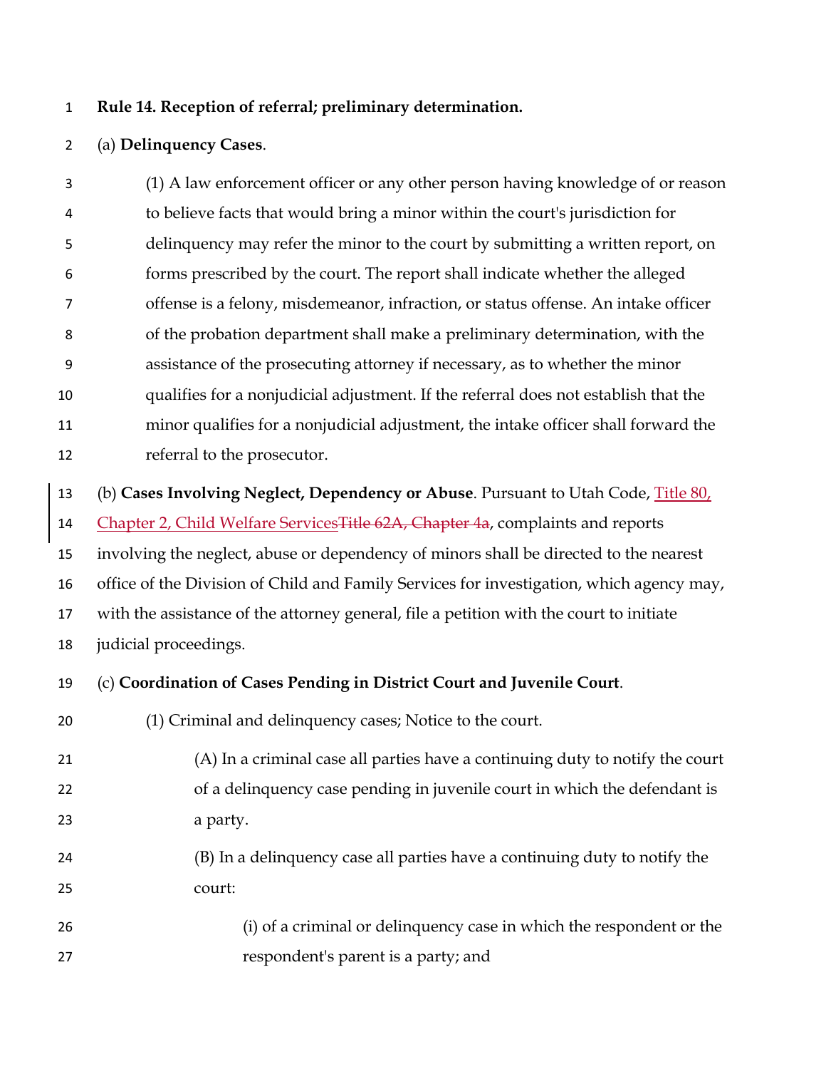**Rule 14. Reception of referral; preliminary determination.**

(a) **Delinquency Cases**.

(1) A law enforcement officer or any other person having knowledge of or reason to believe facts that would bring a minor within the court's jurisdiction for delinquency may refer the minor to the court by submitting a written report, on forms prescribed by the court. The report shall indicate whether the alleged offense is a felony, misdemeanor, infraction, or status offense. An intake officer of the probation department shall make a preliminary determination, with the assistance of the prosecuting attorney if necessary, as to whether the minor qualifies for a nonjudicial adjustment. If the referral does not establish that the minor qualifies for a nonjudicial adjustment, the intake officer shall forward the referral to the prosecutor.

(b) **Cases Involving Neglect, Dependency or Abuse**. Pursuant to Utah Code, Title 80, Chapter 2, Child Welfare Services~~Title 62A, Chapter 4a~~, complaints and reports involving the neglect, abuse or dependency of minors shall be directed to the nearest office of the Division of Child and Family Services for investigation, which agency may, with the assistance of the attorney general, file a petition with the court to initiate judicial proceedings.

(c) **Coordination of Cases Pending in District Court and Juvenile Court**.

(1) Criminal and delinquency cases; Notice to the court.

(A) In a criminal case all parties have a continuing duty to notify the court of a delinquency case pending in juvenile court in which the defendant is a party.

(B) In a delinquency case all parties have a continuing duty to notify the court:

(i) of a criminal or delinquency case in which the respondent or the respondent's parent is a party; and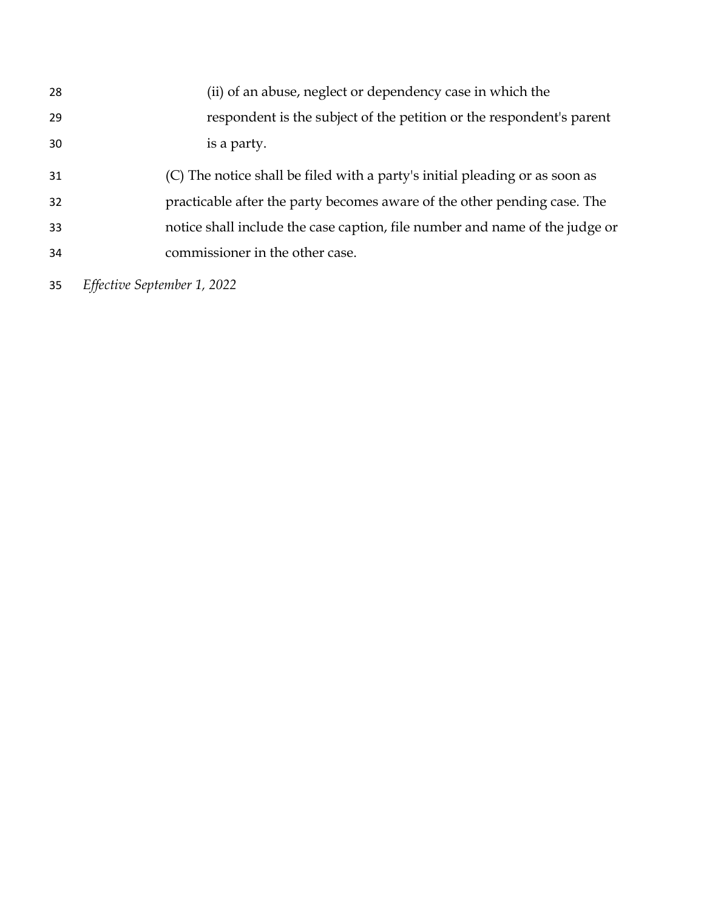(ii) of an abuse, neglect or dependency case in which the respondent is the subject of the petition or the respondent's parent is a party.

(C) The notice shall be filed with a party's initial pleading or as soon as practicable after the party becomes aware of the other pending case. The notice shall include the case caption, file number and name of the judge or commissioner in the other case.

*Effective September 1, 2022*